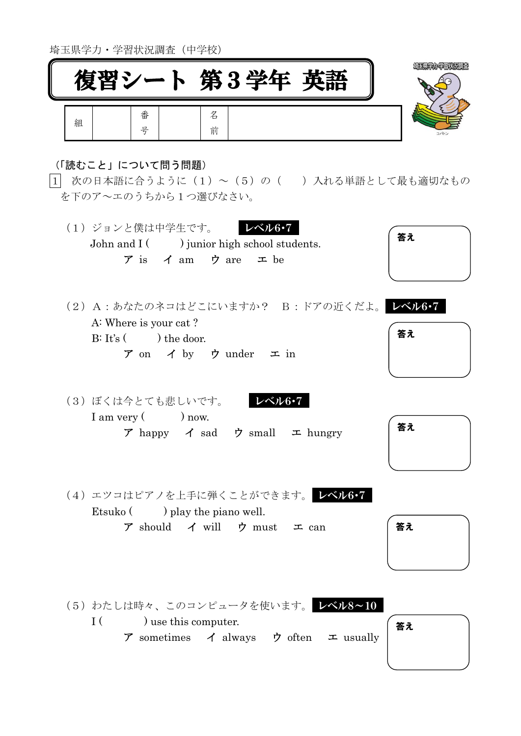埼玉県学力・学習状況調査（中学校）

# 復習シート 第３学年 英語

| 組 | | 番号 | | 名前 | |
|---|---|---|---|---|---|

（「読むこと」について問う問題）

1 次の日本語に合うように（１）～（５）の（　　）入れる単語として最も適切なものを下のア～エのうちから１つ選びなさい。

（１）ジョンと僕は中学生です。 **レベル6･7**

John and I (　　　) junior high school students.

ア is　イ am　ウ are　エ be

**答え**

（２）Ａ：あなたのネコはどこにいますか？　Ｂ：ドアの近くだよ。 **レベル6･7**

A: Where is your cat ?

B: It's (　　　) the door.

ア on　イ by　ウ under　エ in

**答え**

（３）ぼくは今とても悲しいです。 **レベル6･7**

I am very (　　　) now.

ア happy　イ sad　ウ small　エ hungry

**答え**

（４）エツコはピアノを上手に弾くことができます。 **レベル6･7**

Etsuko (　　　) play the piano well.

ア should　イ will　ウ must　エ can

**答え**

（５）わたしは時々、このコンピュータを使います。 **レベル8～10**

I (　　　) use this computer.

ア sometimes　イ always　ウ often　エ usually

**答え**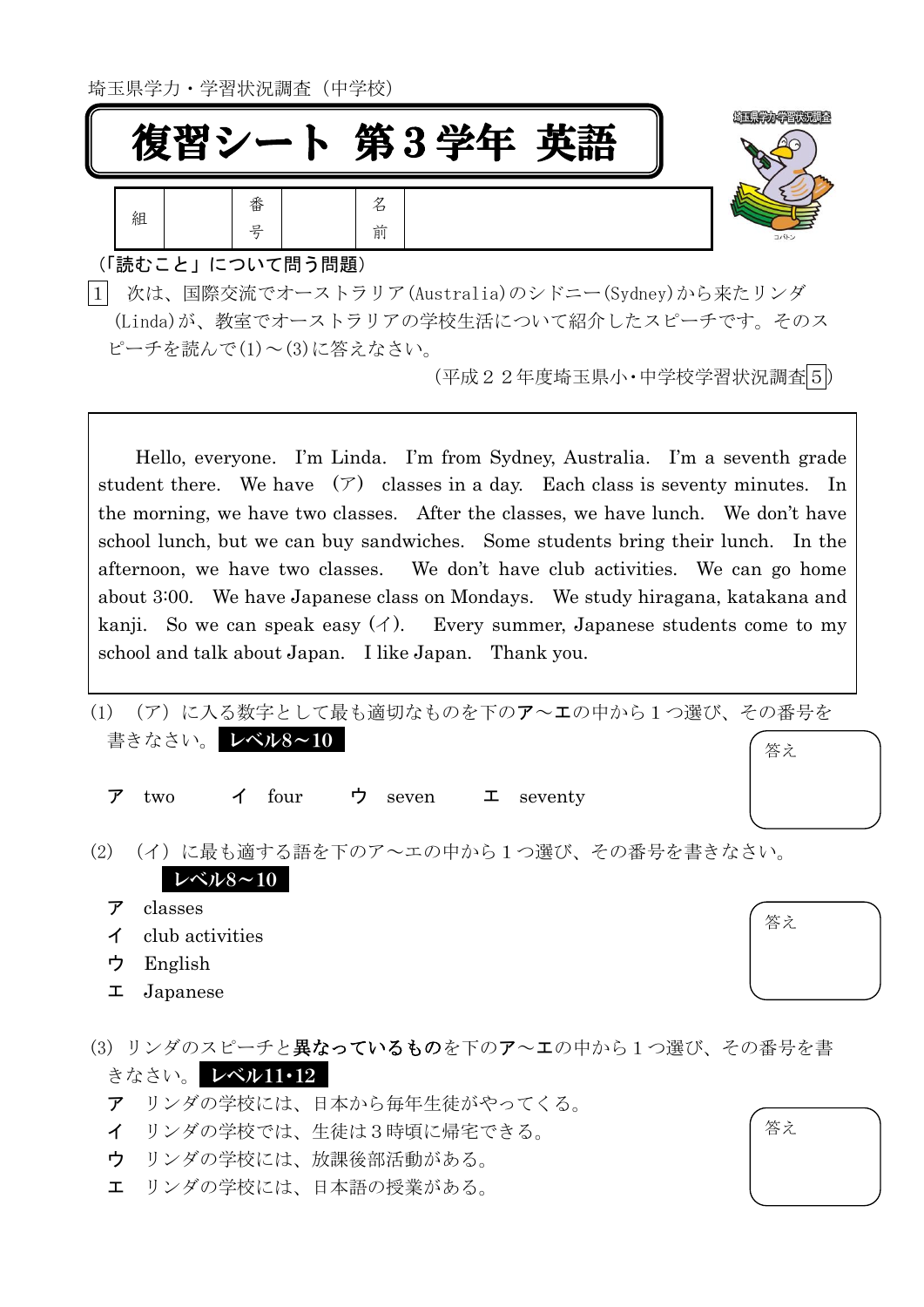埼玉県学力・学習状況調査（中学校）

# 復習シート　第３学年　英語

| 組 | | 番号 | | 名前 | |
|---|---|---|---|---|---|

**（「読むこと」について問う題）**

1　次は、国際交流でオーストラリア(Australia)のシドニー(Sydney)から来たリンダ(Linda)が、教室でオーストラリアの学校生活について紹介したスピーチです。そのスピーチを読んで(1)～(3)に答えなさい。

（平成２２年度埼玉県小･中学校学習状況調査 5 ）

> Hello, everyone.　I'm Linda.　I'm from Sydney, Australia.　I'm a seventh grade student there.　We have （ア） classes in a day.　Each class is seventy minutes.　In the morning, we have two classes.　After the classes, we have lunch.　We don't have school lunch, but we can buy sandwiches.　Some students bring their lunch.　In the afternoon, we have two classes.　We don't have club activities.　We can go home about 3:00.　We have Japanese class on Mondays.　We study hiragana, katakana and kanji.　So we can speak easy （イ）.　Every summer, Japanese students come to my school and talk about Japan.　I like Japan.　Thank you.

(1)　（ア）に入る数字として最も適切なものを下の**ア**～**エ**の中から１つ選び、その番号を書きなさい。 **レベル8～10**

**ア**　two　　**イ**　four　　**ウ**　seven　　**エ**　seventy

答え

(2)　（イ）に最も適する語を下のア～エの中から１つ選び、その番号を書きなさい。 **レベル8～10**

**ア**　classes
**イ**　club activities
**ウ**　English
**エ**　Japanese

答え

(3)　リンダのスピーチと**異なっているもの**を下の**ア**～**エ**の中から１つ選び、その番号を書きなさい。 **レベル11･12**

**ア**　リンダの学校には、日本から毎年生徒がやってくる。
**イ**　リンダの学校では、生徒は３時頃に帰宅できる。
**ウ**　リンダの学校には、放課後部活動がある。
**エ**　リンダの学校には、日本語の授業がある。

答え